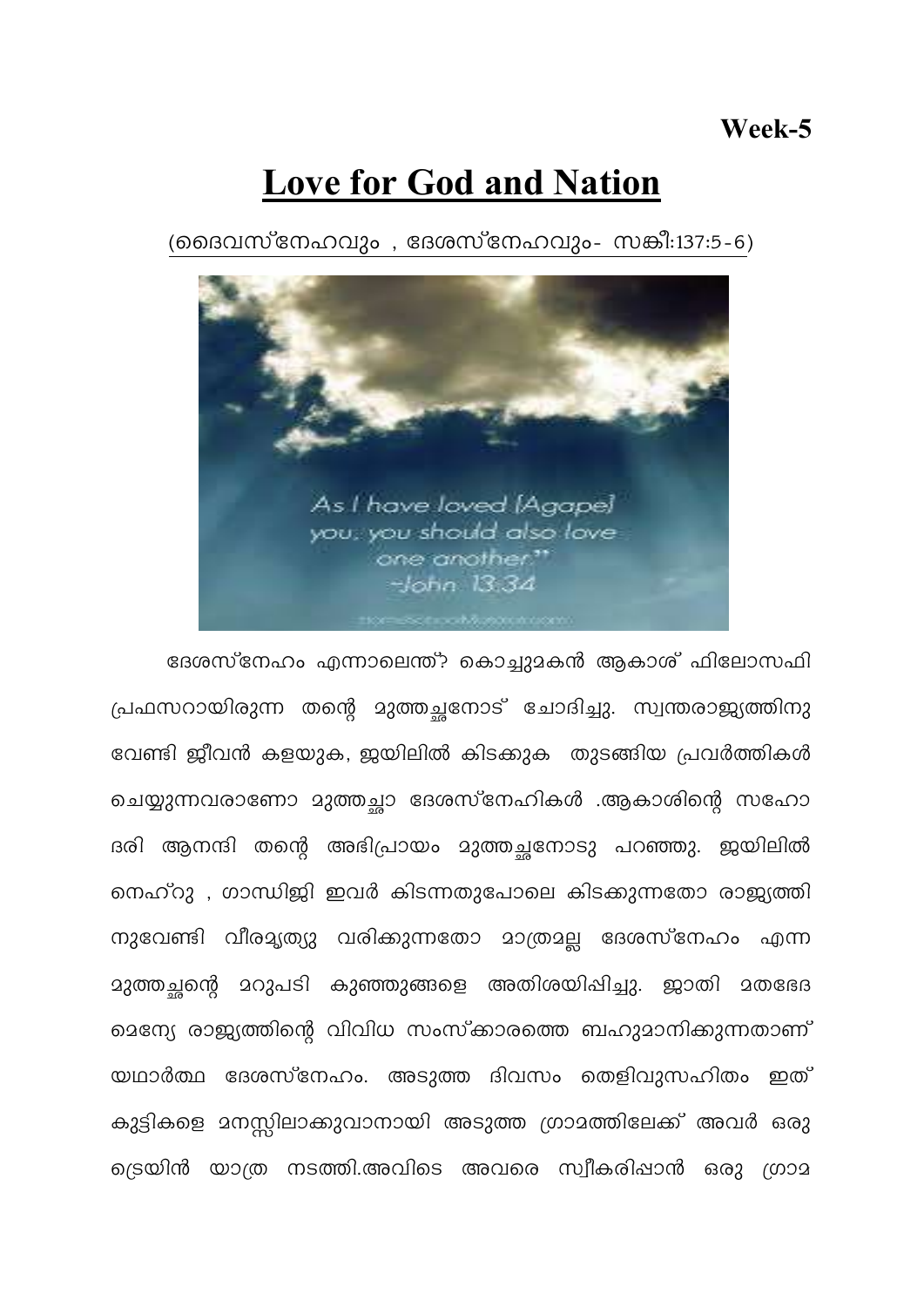Week-5

# Love for God and Nation

(ദൈവസ്നേഹവും , ദേശസ്നേഹവും- സങ്കീ:137:5-6)

ദേശസ്നേഹം എന്നാലെന്ത്? കൊച്ചുമകൻ ആകാശ് ഫിലോസഫി പ്രഫസറായിരുന്ന തന്റെ മുത്തച്ഛനോട് ചോദിച്ചു. സ്വന്തരാജ്യത്തിനു വേണ്ടി ജീവൻ കളയുക, ജയിലിൽ കിടക്കുക തുടങ്ങിയ പ്രവർത്തികൾ ചെയ്യുന്നവരാണോ മുത്തച്ഛാ ദേശസ്നേഹികൾ .ആകാശിന്റെ സഹോദരി ആനന്ദി തന്റെ അഭിപ്രായം മുത്തച്ഛനോടു പറഞ്ഞു. ജയിലിൽ നെഹ്റു , ഗാന്ധിജി ഇവർ കിടന്നതുപോലെ കിടക്കുന്നതോ രാജ്യത്തിനുവേണ്ടി വീരമൃത്യു വരിക്കുന്നതോ മാത്രമല്ല ദേശസ്നേഹം എന്ന മുത്തച്ഛന്റെ മറുപടി കുഞ്ഞുങ്ങളെ അതിശയിപ്പിച്ചു. ജാതി മതഭേദമെന്യേ രാജ്യത്തിന്റെ വിവിധ സംസ്ക്കാരത്തെ ബഹുമാനിക്കുന്നതാണ് യഥാർത്ഥ ദേശസ്നേഹം. അടുത്ത ദിവസം തെളിവുസഹിതം ഇത് കുട്ടികളെ മനസ്സിലാക്കുവാനായി അടുത്ത ഗ്രാമത്തിലേക്ക് അവർ ഒരു ട്രെയിൻ യാത്ര നടത്തി.അവിടെ അവരെ സ്വീകരിഷാൻ ഒരു ഗ്രാമ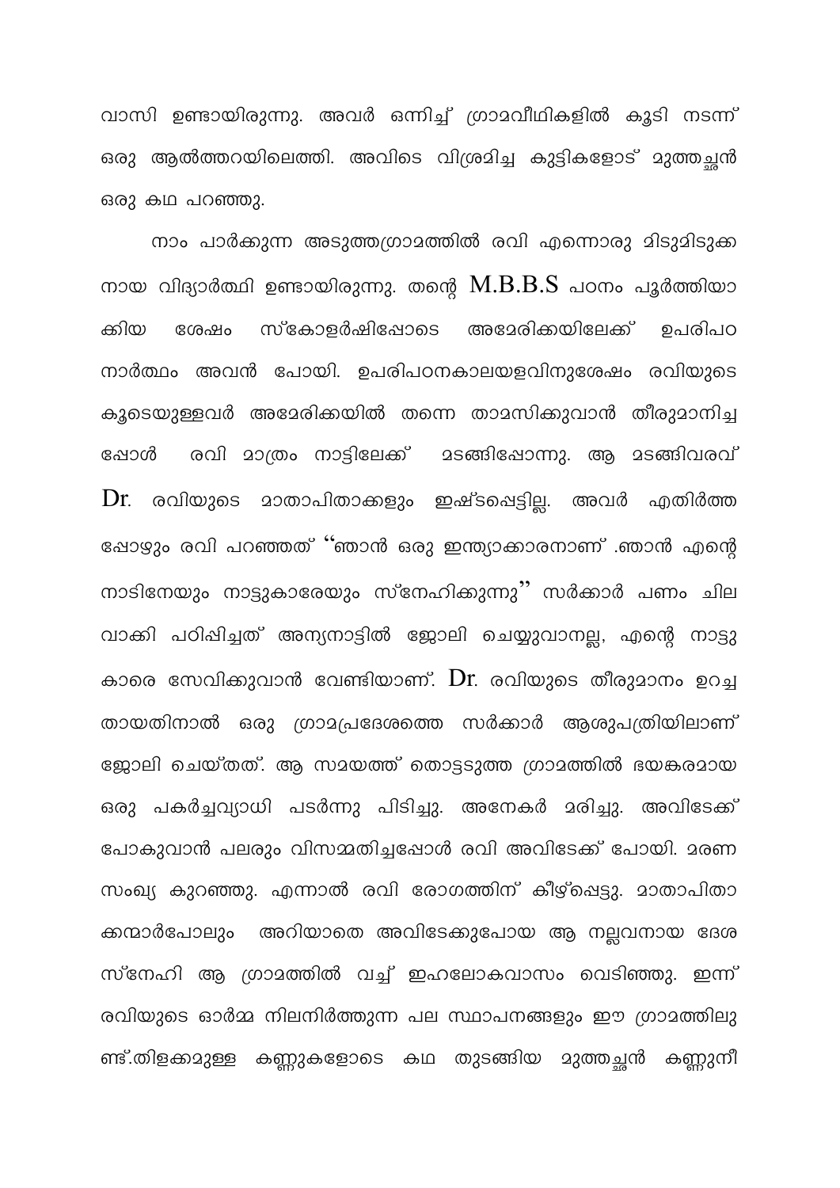വാസി ഉണ്ടായിരുന്നു. അവർ ഒന്നിച്ച് ഗ്രാമവീഥികളിൽ കൂടി നടന്ന് ഒരു ആൽത്തറയിലെത്തി. അവിടെ വിശ്രമിച്ച കുട്ടികളോട് മുത്തച്ഛൻ ഒരു കഥ പറഞ്ഞു.

നാം പാർക്കുന്ന അടുത്തഗ്രാമത്തിൽ രവി എന്നൊരു മിടുമിടുക്കനായ വിദ്യാർത്ഥി ഉണ്ടായിരുന്നു. തന്റെ M.B.B.S പഠനം പൂർത്തിയാക്കിയ ശേഷം സ്കോളർഷിപ്പോടെ അമേരിക്കയിലേക്ക് ഉപരിപഠനാർത്ഥം അവൻ പോയി. ഉപരിപഠനകാലയളവിനുശേഷം രവിയുടെ കൂടെയുള്ളവർ അമേരിക്കയിൽ തന്നെ താമസിക്കുവാൻ തീരുമാനിച്ചപ്പോൾ രവി മാത്രം നാട്ടിലേക്ക് മടങ്ങിപ്പോന്നു. ആ മടങ്ങിവരവ് Dr. രവിയുടെ മാതാപിതാക്കളും ഇഷ്ടപ്പെട്ടില്ല. അവർ എതിർത്തപ്പോഴും രവി പറഞ്ഞത് "ഞാൻ ഒരു ഇന്ത്യാക്കാരനാണ് .ഞാൻ എന്റെ നാടിനേയും നാട്ടുകാരേയും സ്നേഹിക്കുന്നു" സർക്കാർ പണം ചില വാക്കി പഠിപ്പിച്ചത് അന്യനാട്ടിൽ ജോലി ചെയ്യുവാനല്ല, എന്റെ നാട്ടുകാരെ സേവിക്കുവാൻ വേണ്ടിയാണ്. Dr. രവിയുടെ തീരുമാനം ഉറച്ചതായതിനാൽ ഒരു ഗ്രാമപ്രദേശത്തെ സർക്കാർ ആശുപത്രിയിലാണ് ജോലി ചെയ്തത്. ആ സമയത്ത് തൊട്ടടുത്ത ഗ്രാമത്തിൽ ഭയങ്കരമായ ഒരു പകർച്ചവ്യാധി പടർന്നു പിടിച്ചു. അനേകർ മരിച്ചു. അവിടേക്ക് പോകുവാൻ പലരും വിസമ്മതിച്ചപ്പോൾ രവി അവിടേക്ക് പോയി. മരണസംഖ്യ കുറഞ്ഞു. എന്നാൽ രവി രോഗത്തിന് കീഴ്പ്പെട്ടു. മാതാപിതാക്കന്മാർപോലും അറിയാതെ അവിടേക്കുപോയ ആ നല്ലവനായ ദേശസ്നേഹി ആ ഗ്രാമത്തിൽ വച്ച് ഇഹലോകവാസം വെടിഞ്ഞു. ഇന്ന് രവിയുടെ ഓർമ്മ നിലനിർത്തുന്ന പല സ്ഥാപനങ്ങളും ഈ ഗ്രാമത്തിലുണ്ട്.തിളക്കമുള്ള കണ്ണുകളോടെ കഥ തുടങ്ങിയ മുത്തച്ഛൻ കണ്ണുനീ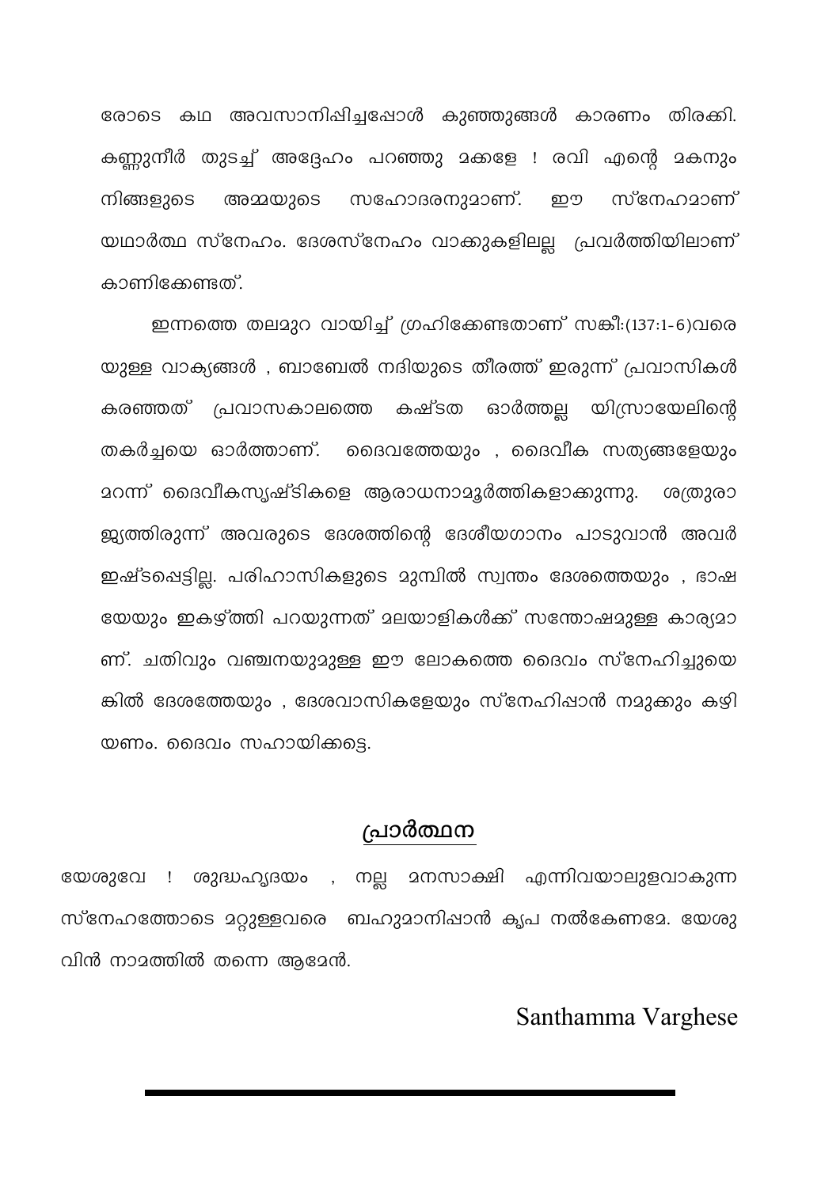രോടെ കഥ അവസാനിപ്പിച്ചപ്പോൾ കുഞ്ഞുങ്ങൾ കാരണം തിരക്കി. കണ്ണുനീർ തുടച്ച് അദ്ദേഹം പറഞ്ഞു മക്കളേ ! രവി എന്റെ മകനും നിങ്ങളുടെ അമ്മയുടെ സഹോദരനുമാണ്. ഈ സ്നേഹമാണ് യഥാർത്ഥ സ്നേഹം. ദേശസ്നേഹം വാക്കുകളിലല്ല പ്രവർത്തിയിലാണ് കാണിക്കേണ്ടത്.

ഇന്നത്തെ തലമുറ വായിച്ച് ഗ്രഹിക്കേണ്ടതാണ് സങ്കീ:(137:1-6)വരെയുള്ള വാക്യങ്ങൾ , ബാബേൽ നദിയുടെ തീരത്ത് ഇരുന്ന് പ്രവാസികൾ കരഞ്ഞത് പ്രവാസകാലത്തെ കഷ്ടത ഓർത്തല്ല യിസ്രായേലിന്റെ തകർച്ചയെ ഓർത്താണ്. ദൈവത്തേയും , ദൈവീക സത്യങ്ങളേയും മറന്ന് ദൈവീകസൃഷ്ടികളെ ആരാധനാമൂർത്തികളാക്കുന്നു. ശത്രുരാജ്യത്തിരുന്ന് അവരുടെ ദേശത്തിന്റെ ദേശീയഗാനം പാടുവാൻ അവർ ഇഷ്ടപ്പെട്ടില്ല. പരിഹാസികളുടെ മുമ്പിൽ സ്വന്തം ദേശത്തെയും , ഭാഷയേയും ഇകഴ്ത്തി പറയുന്നത് മലയാളികൾക്ക് സന്തോഷമുള്ള കാര്യമാണ്. ചതിവും വഞ്ചനയുമുള്ള ഈ ലോകത്തെ ദൈവം സ്നേഹിച്ചുയെങ്കിൽ ദേശത്തേയും , ദേശവാസികളേയും സ്നേഹിപ്പാൻ നമുക്കും കഴിയണം. ദൈവം സഹായിക്കട്ടെ.

## പ്രാർത്ഥന

യേശുവേ ! ശുദ്ധഹൃദയം , നല്ല മനസാക്ഷി എന്നിവയാലുളവാകുന്ന സ്നേഹത്തോടെ മറ്റുള്ളവരെ ബഹുമാനിപ്പാൻ കൃപ നൽകേണമേ. യേശുവിൻ നാമത്തിൽ തന്നെ ആമേൻ.

Santhamma Varghese